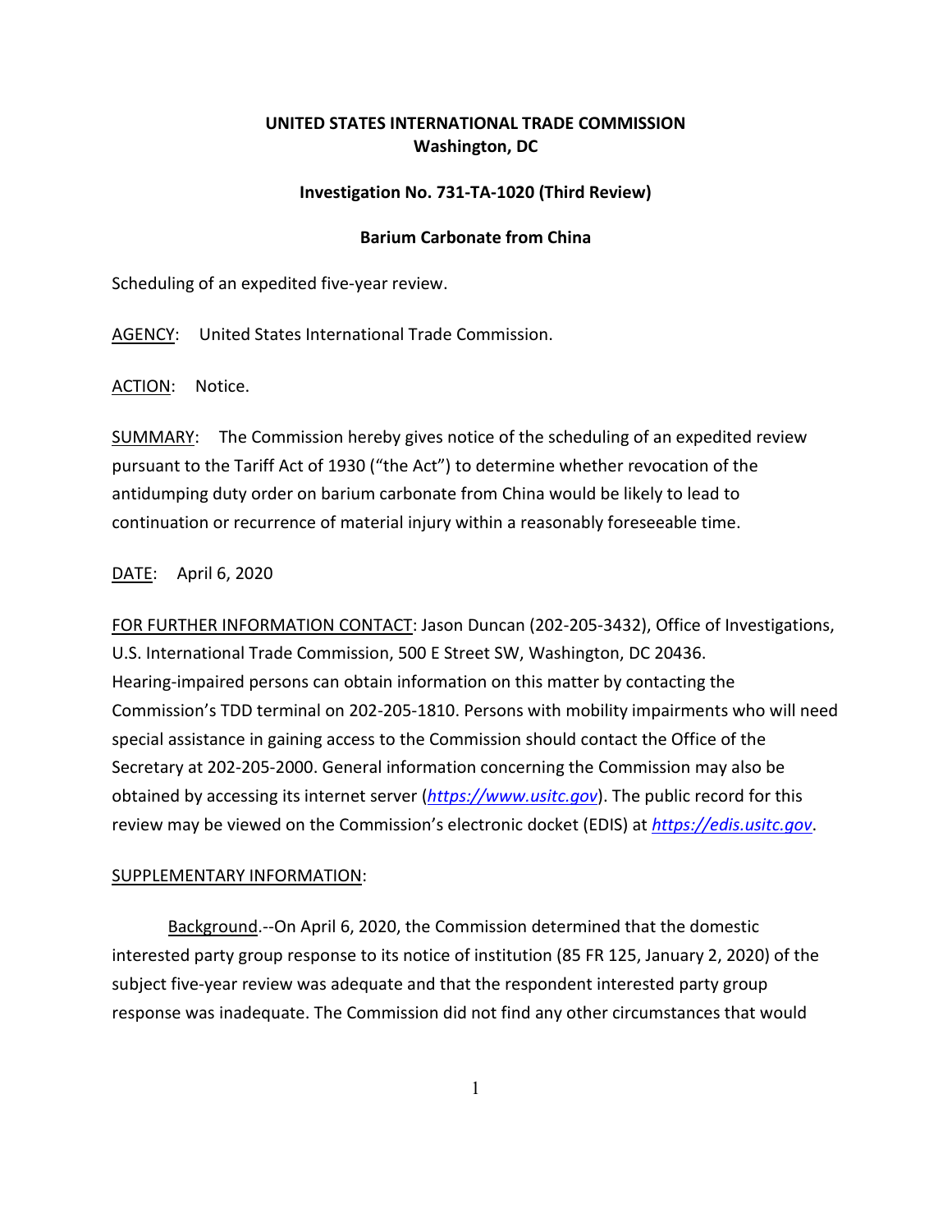**UNITED STATES INTERNATIONAL TRADE COMMISSION**
**Washington, DC**

**Investigation No. 731-TA-1020 (Third Review)**

**Barium Carbonate from China**

Scheduling of an expedited five-year review.

AGENCY: United States International Trade Commission.

ACTION: Notice.

SUMMARY: The Commission hereby gives notice of the scheduling of an expedited review pursuant to the Tariff Act of 1930 ("the Act") to determine whether revocation of the antidumping duty order on barium carbonate from China would be likely to lead to continuation or recurrence of material injury within a reasonably foreseeable time.

DATE: April 6, 2020

FOR FURTHER INFORMATION CONTACT: Jason Duncan (202-205-3432), Office of Investigations, U.S. International Trade Commission, 500 E Street SW, Washington, DC 20436. Hearing-impaired persons can obtain information on this matter by contacting the Commission's TDD terminal on 202-205-1810. Persons with mobility impairments who will need special assistance in gaining access to the Commission should contact the Office of the Secretary at 202-205-2000. General information concerning the Commission may also be obtained by accessing its internet server (*https://www.usitc.gov*). The public record for this review may be viewed on the Commission's electronic docket (EDIS) at *https://edis.usitc.gov*.

SUPPLEMENTARY INFORMATION:

Background.--On April 6, 2020, the Commission determined that the domestic interested party group response to its notice of institution (85 FR 125, January 2, 2020) of the subject five-year review was adequate and that the respondent interested party group response was inadequate. The Commission did not find any other circumstances that would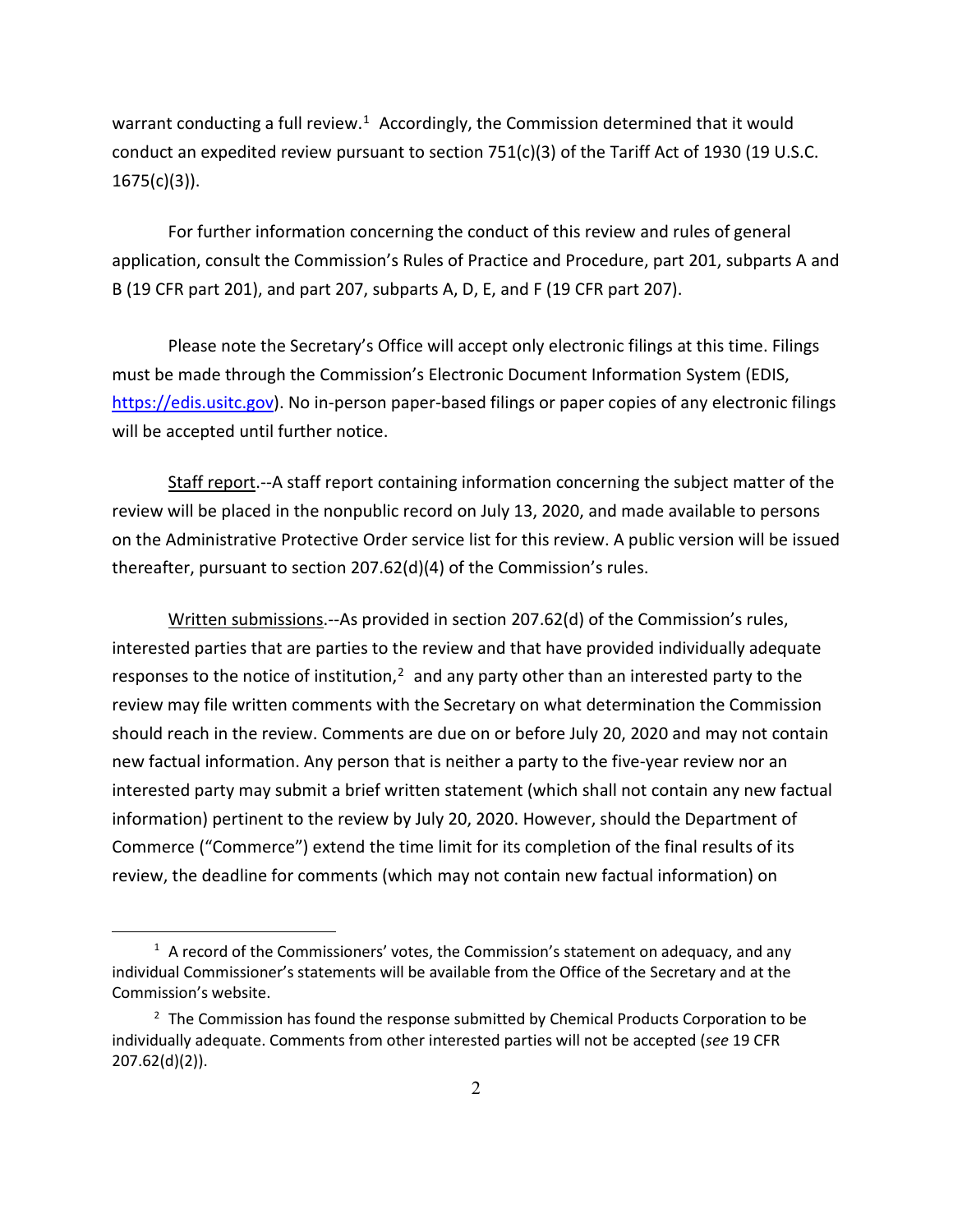warrant conducting a full review.[1] Accordingly, the Commission determined that it would conduct an expedited review pursuant to section 751(c)(3) of the Tariff Act of 1930 (19 U.S.C. 1675(c)(3)).

For further information concerning the conduct of this review and rules of general application, consult the Commission's Rules of Practice and Procedure, part 201, subparts A and B (19 CFR part 201), and part 207, subparts A, D, E, and F (19 CFR part 207).

Please note the Secretary's Office will accept only electronic filings at this time. Filings must be made through the Commission's Electronic Document Information System (EDIS, [https://edis.usitc.gov](https://edis.usitc.gov)). No in-person paper-based filings or paper copies of any electronic filings will be accepted until further notice.

Staff report.--A staff report containing information concerning the subject matter of the review will be placed in the nonpublic record on July 13, 2020, and made available to persons on the Administrative Protective Order service list for this review. A public version will be issued thereafter, pursuant to section 207.62(d)(4) of the Commission's rules.

Written submissions.--As provided in section 207.62(d) of the Commission's rules, interested parties that are parties to the review and that have provided individually adequate responses to the notice of institution,[2] and any party other than an interested party to the review may file written comments with the Secretary on what determination the Commission should reach in the review. Comments are due on or before July 20, 2020 and may not contain new factual information. Any person that is neither a party to the five-year review nor an interested party may submit a brief written statement (which shall not contain any new factual information) pertinent to the review by July 20, 2020. However, should the Department of Commerce ("Commerce") extend the time limit for its completion of the final results of its review, the deadline for comments (which may not contain new factual information) on

---

[1] A record of the Commissioners' votes, the Commission's statement on adequacy, and any individual Commissioner's statements will be available from the Office of the Secretary and at the Commission's website.

[2] The Commission has found the response submitted by Chemical Products Corporation to be individually adequate. Comments from other interested parties will not be accepted (*see* 19 CFR 207.62(d)(2)).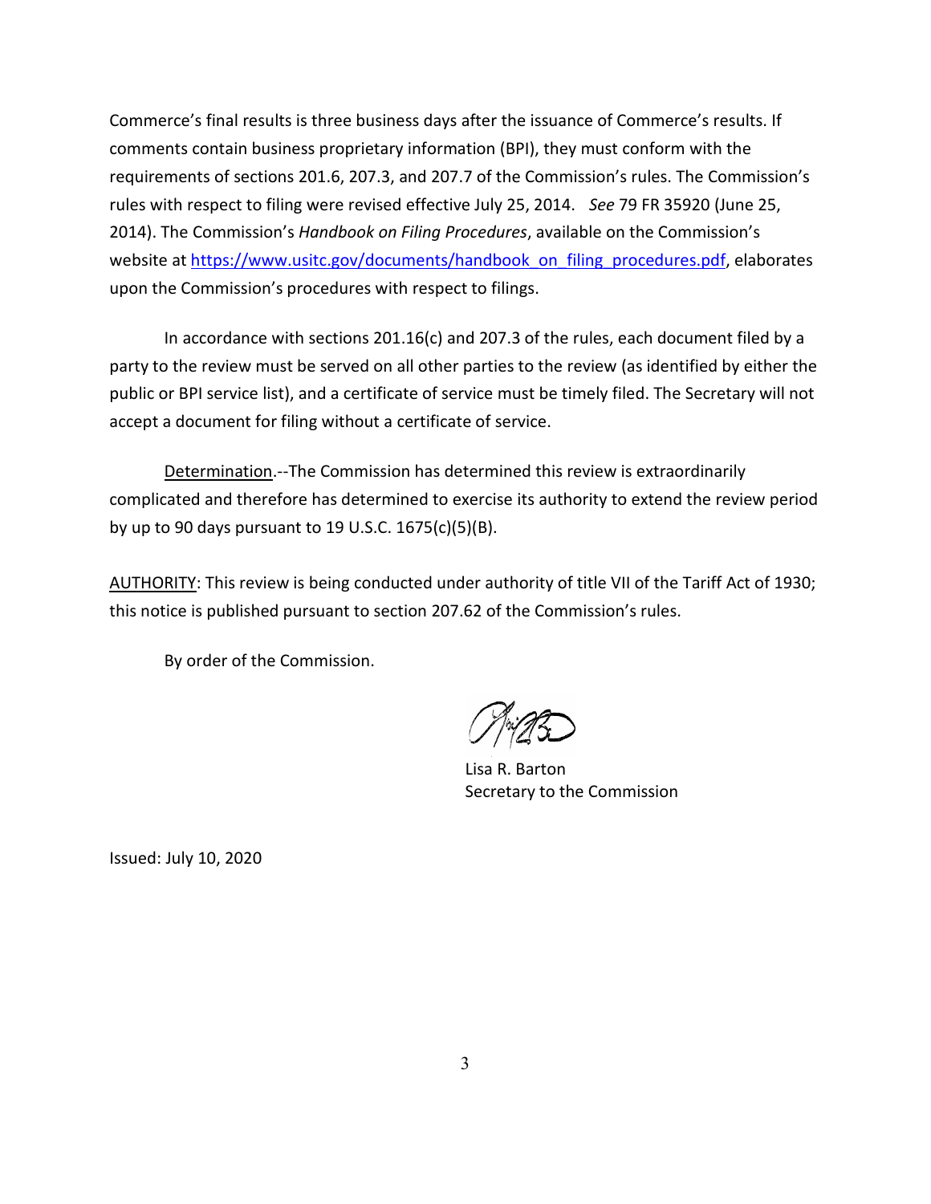Commerce's final results is three business days after the issuance of Commerce's results. If comments contain business proprietary information (BPI), they must conform with the requirements of sections 201.6, 207.3, and 207.7 of the Commission's rules. The Commission's rules with respect to filing were revised effective July 25, 2014. *See* 79 FR 35920 (June 25, 2014). The Commission's *Handbook on Filing Procedures*, available on the Commission's website at [https://www.usitc.gov/documents/handbook_on_filing_procedures.pdf](https://www.usitc.gov/documents/handbook_on_filing_procedures.pdf), elaborates upon the Commission's procedures with respect to filings.

In accordance with sections 201.16(c) and 207.3 of the rules, each document filed by a party to the review must be served on all other parties to the review (as identified by either the public or BPI service list), and a certificate of service must be timely filed. The Secretary will not accept a document for filing without a certificate of service.

Determination.--The Commission has determined this review is extraordinarily complicated and therefore has determined to exercise its authority to extend the review period by up to 90 days pursuant to 19 U.S.C. 1675(c)(5)(B).

AUTHORITY: This review is being conducted under authority of title VII of the Tariff Act of 1930; this notice is published pursuant to section 207.62 of the Commission's rules.

By order of the Commission.

Lisa R. Barton
Secretary to the Commission

Issued: July 10, 2020